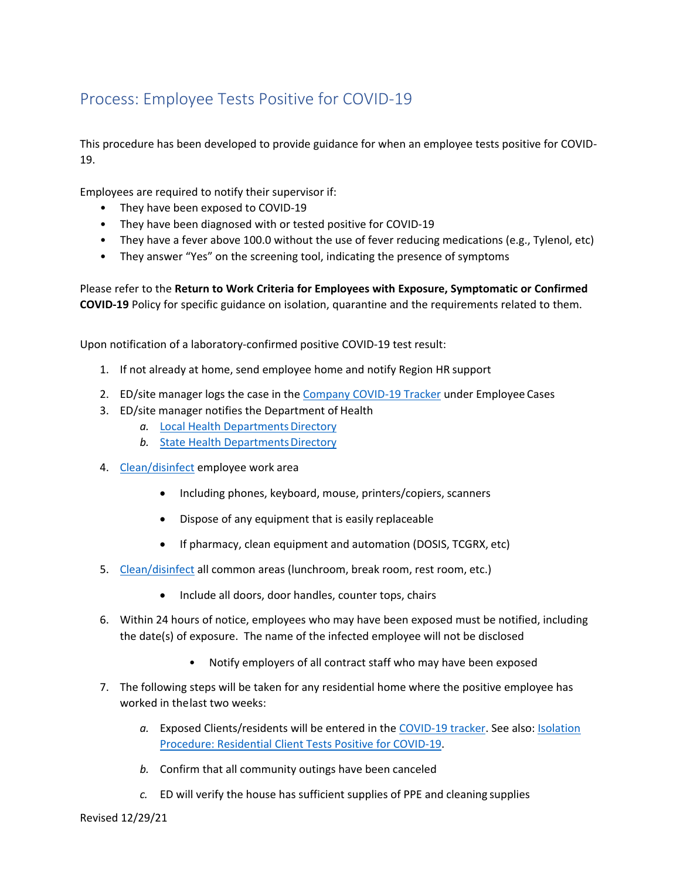# Process: Employee Tests Positive for COVID-19

This procedure has been developed to provide guidance for when an employee tests positive for COVID-19.

Employees are required to notify their supervisor if:

- They have been exposed to COVID-19
- They have been diagnosed with or tested positive for COVID-19
- They have a fever above 100.0 without the use of fever reducing medications (e.g., Tylenol, etc)
- They answer "Yes" on the screening tool, indicating the presence of symptoms

Please refer to the **Return to Work Criteria for Employees with Exposure, Symptomatic or Confirmed COVID-19** Policy for specific guidance on isolation, quarantine and the requirements related to them.

Upon notification of a laboratory-confirmed positive COVID-19 test result:

1. If not already at home, send employee home and notify Region HR support
2. ED/site manager logs the case in the Company COVID-19 Tracker under Employee Cases
3. ED/site manager notifies the Department of Health
   a. Local Health Departments Directory
   b. State Health Departments Directory
4. Clean/disinfect employee work area
   - Including phones, keyboard, mouse, printers/copiers, scanners
   - Dispose of any equipment that is easily replaceable
   - If pharmacy, clean equipment and automation (DOSIS, TCGRX, etc)
5. Clean/disinfect all common areas (lunchroom, break room, rest room, etc.)
   - Include all doors, door handles, counter tops, chairs
6. Within 24 hours of notice, employees who may have been exposed must be notified, including the date(s) of exposure. The name of the infected employee will not be disclosed
   - Notify employers of all contract staff who may have been exposed
7. The following steps will be taken for any residential home where the positive employee has worked in the last two weeks:
   a. Exposed Clients/residents will be entered in the COVID-19 tracker. See also: Isolation Procedure: Residential Client Tests Positive for COVID-19.
   b. Confirm that all community outings have been canceled
   c. ED will verify the house has sufficient supplies of PPE and cleaning supplies

Revised 12/29/21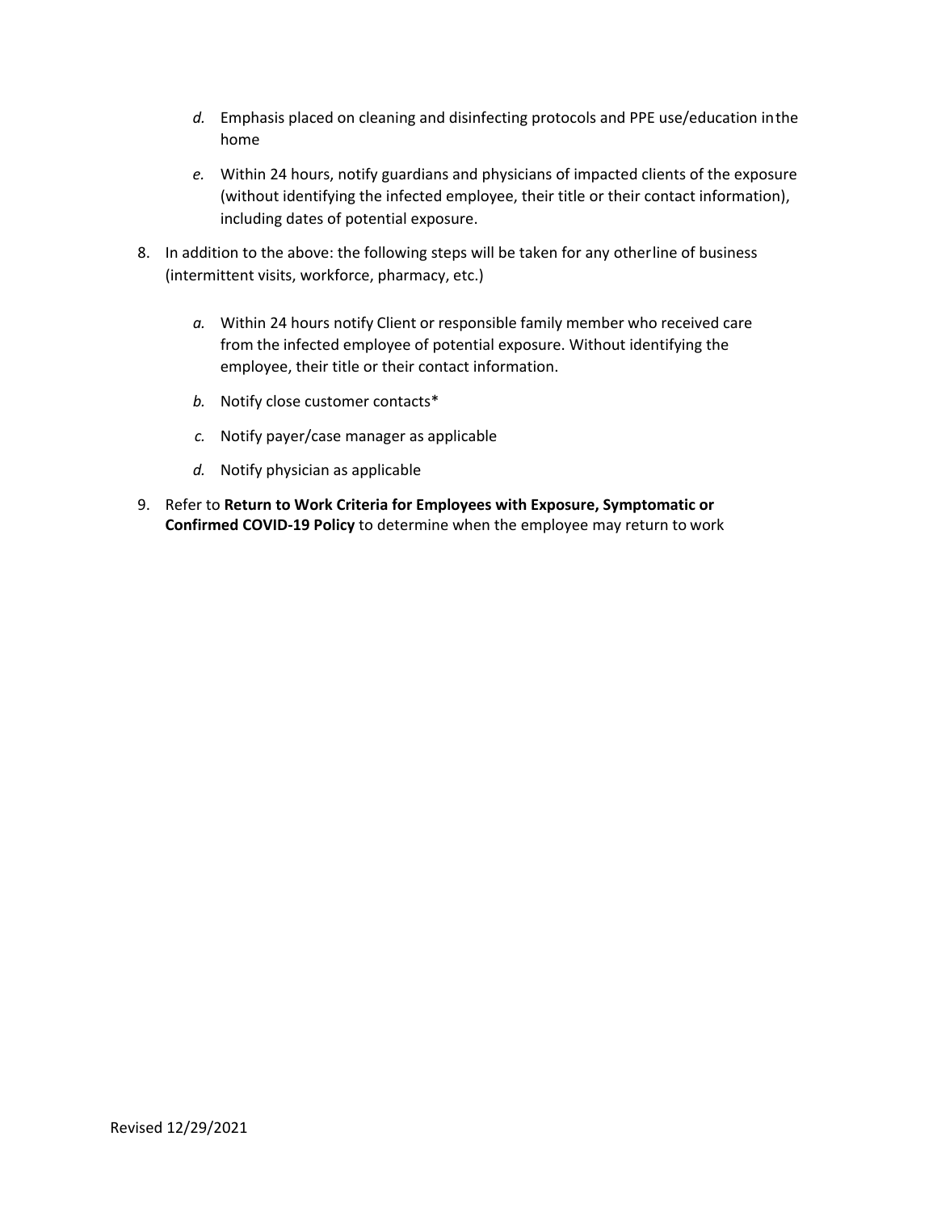*d.* Emphasis placed on cleaning and disinfecting protocols and PPE use/education in the home

   *e.* Within 24 hours, notify guardians and physicians of impacted clients of the exposure (without identifying the infected employee, their title or their contact information), including dates of potential exposure.

8. In addition to the above: the following steps will be taken for any other line of business (intermittent visits, workforce, pharmacy, etc.)

   *a.* Within 24 hours notify Client or responsible family member who received care from the infected employee of potential exposure. Without identifying the employee, their title or their contact information.

   *b.* Notify close customer contacts*

   *c.* Notify payer/case manager as applicable

   *d.* Notify physician as applicable

9. Refer to **Return to Work Criteria for Employees with Exposure, Symptomatic or Confirmed COVID-19 Policy** to determine when the employee may return to work

Revised 12/29/2021